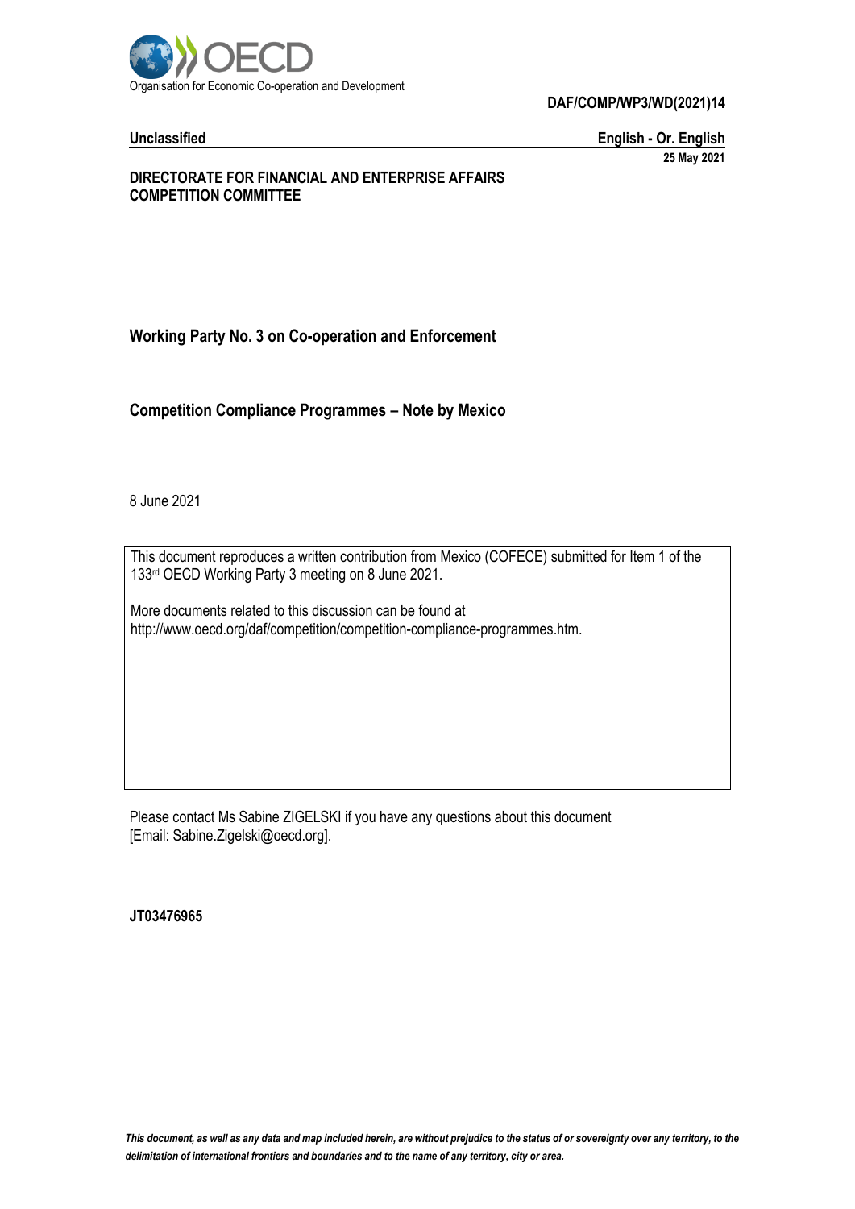Organisation for Economic Co-operation and Development

**DAF/COMP/WP3/WD(2021)14**

**Unclassified** **English - Or. English**

**25 May 2021**

**DIRECTORATE FOR FINANCIAL AND ENTERPRISE AFFAIRS**
**COMPETITION COMMITTEE**

**Working Party No. 3 on Co-operation and Enforcement**

# Competition Compliance Programmes – Note by Mexico

8 June 2021

This document reproduces a written contribution from Mexico (COFECE) submitted for Item 1 of the 133rd OECD Working Party 3 meeting on 8 June 2021.

More documents related to this discussion can be found at http://www.oecd.org/daf/competition/competition-compliance-programmes.htm.

Please contact Ms Sabine ZIGELSKI if you have any questions about this document [Email: Sabine.Zigelski@oecd.org].

**JT03476965**

*This document, as well as any data and map included herein, are without prejudice to the status of or sovereignty over any territory, to the delimitation of international frontiers and boundaries and to the name of any territory, city or area.*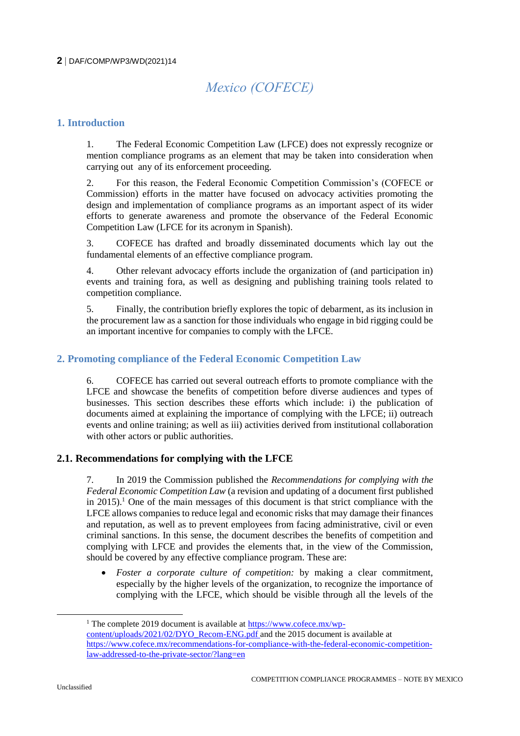# Mexico (COFECE)

## 1. Introduction

1. The Federal Economic Competition Law (LFCE) does not expressly recognize or mention compliance programs as an element that may be taken into consideration when carrying out any of its enforcement proceeding.

2. For this reason, the Federal Economic Competition Commission's (COFECE or Commission) efforts in the matter have focused on advocacy activities promoting the design and implementation of compliance programs as an important aspect of its wider efforts to generate awareness and promote the observance of the Federal Economic Competition Law (LFCE for its acronym in Spanish).

3. COFECE has drafted and broadly disseminated documents which lay out the fundamental elements of an effective compliance program.

4. Other relevant advocacy efforts include the organization of (and participation in) events and training fora, as well as designing and publishing training tools related to competition compliance.

5. Finally, the contribution briefly explores the topic of debarment, as its inclusion in the procurement law as a sanction for those individuals who engage in bid rigging could be an important incentive for companies to comply with the LFCE.

## 2. Promoting compliance of the Federal Economic Competition Law

6. COFECE has carried out several outreach efforts to promote compliance with the LFCE and showcase the benefits of competition before diverse audiences and types of businesses. This section describes these efforts which include: i) the publication of documents aimed at explaining the importance of complying with the LFCE; ii) outreach events and online training; as well as iii) activities derived from institutional collaboration with other actors or public authorities.

### 2.1. Recommendations for complying with the LFCE

7. In 2019 the Commission published the *Recommendations for complying with the Federal Economic Competition Law* (a revision and updating of a document first published in 2015).[1] One of the main messages of this document is that strict compliance with the LFCE allows companies to reduce legal and economic risks that may damage their finances and reputation, as well as to prevent employees from facing administrative, civil or even criminal sanctions. In this sense, the document describes the benefits of competition and complying with LFCE and provides the elements that, in the view of the Commission, should be covered by any effective compliance program. These are:

- *Foster a corporate culture of competition:* by making a clear commitment, especially by the higher levels of the organization, to recognize the importance of complying with the LFCE, which should be visible through all the levels of the

[1] The complete 2019 document is available at https://www.cofece.mx/wp-content/uploads/2021/02/DYO_Recom-ENG.pdf and the 2015 document is available at https://www.cofece.mx/recommendations-for-compliance-with-the-federal-economic-competition-law-addressed-to-the-private-sector/?lang=en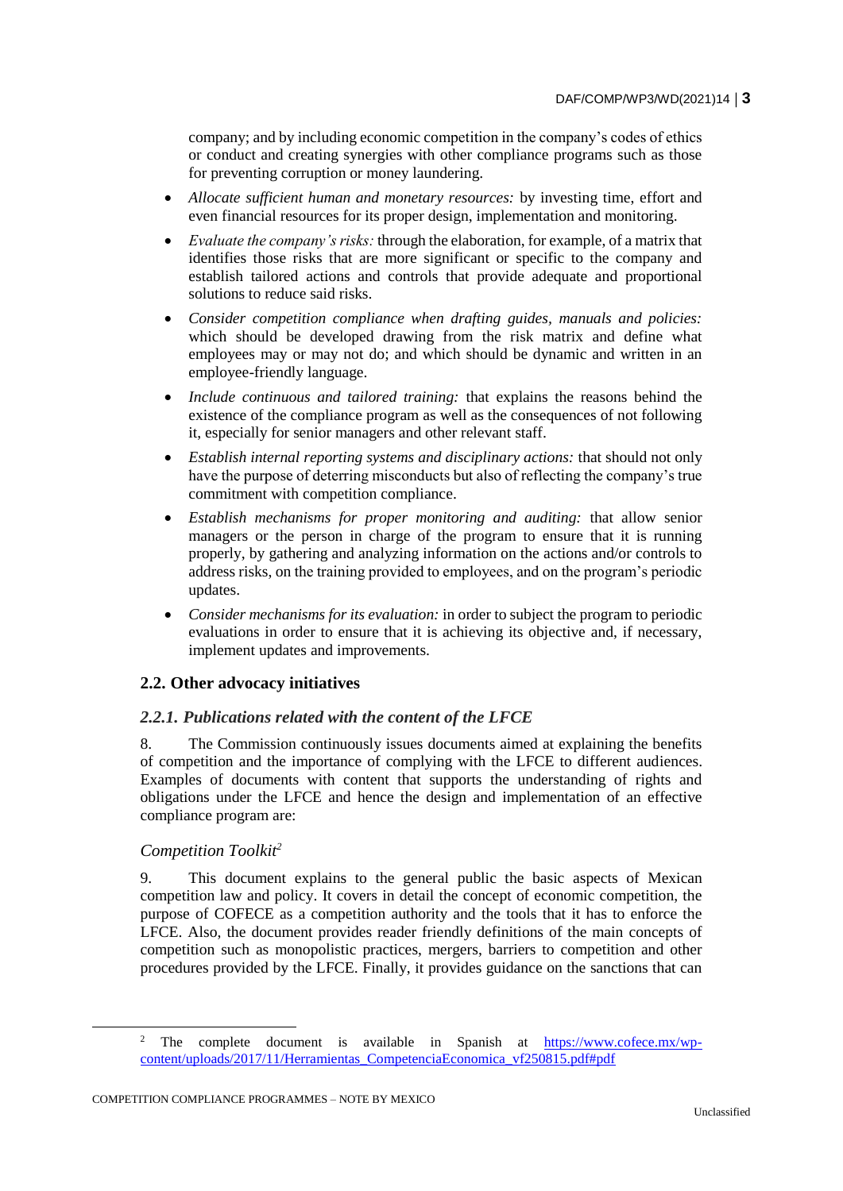company; and by including economic competition in the company's codes of ethics or conduct and creating synergies with other compliance programs such as those for preventing corruption or money laundering.

- *Allocate sufficient human and monetary resources:* by investing time, effort and even financial resources for its proper design, implementation and monitoring.
- *Evaluate the company's risks:* through the elaboration, for example, of a matrix that identifies those risks that are more significant or specific to the company and establish tailored actions and controls that provide adequate and proportional solutions to reduce said risks.
- *Consider competition compliance when drafting guides, manuals and policies:* which should be developed drawing from the risk matrix and define what employees may or may not do; and which should be dynamic and written in an employee-friendly language.
- *Include continuous and tailored training:* that explains the reasons behind the existence of the compliance program as well as the consequences of not following it, especially for senior managers and other relevant staff.
- *Establish internal reporting systems and disciplinary actions:* that should not only have the purpose of deterring misconducts but also of reflecting the company's true commitment with competition compliance.
- *Establish mechanisms for proper monitoring and auditing:* that allow senior managers or the person in charge of the program to ensure that it is running properly, by gathering and analyzing information on the actions and/or controls to address risks, on the training provided to employees, and on the program's periodic updates.
- *Consider mechanisms for its evaluation:* in order to subject the program to periodic evaluations in order to ensure that it is achieving its objective and, if necessary, implement updates and improvements.

## 2.2. Other advocacy initiatives

### *2.2.1. Publications related with the content of the LFCE*

8. The Commission continuously issues documents aimed at explaining the benefits of competition and the importance of complying with the LFCE to different audiences. Examples of documents with content that supports the understanding of rights and obligations under the LFCE and hence the design and implementation of an effective compliance program are:

*Competition Toolkit*[2]

9. This document explains to the general public the basic aspects of Mexican competition law and policy. It covers in detail the concept of economic competition, the purpose of COFECE as a competition authority and the tools that it has to enforce the LFCE. Also, the document provides reader friendly definitions of the main concepts of competition such as monopolistic practices, mergers, barriers to competition and other procedures provided by the LFCE. Finally, it provides guidance on the sanctions that can

---

[2] The complete document is available in Spanish at https://www.cofece.mx/wp-content/uploads/2017/11/Herramientas_CompetenciaEconomica_vf250815.pdf#pdf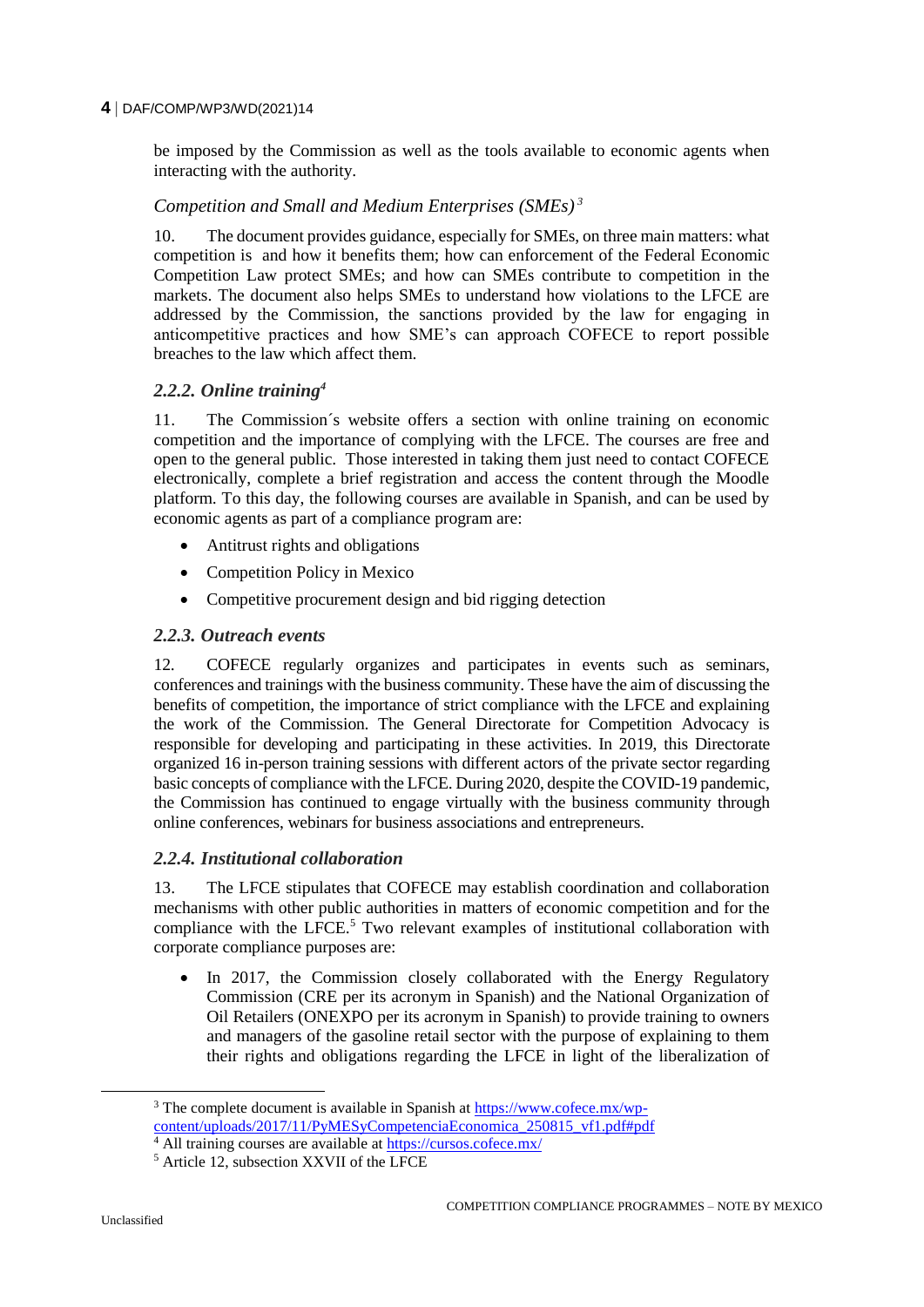be imposed by the Commission as well as the tools available to economic agents when interacting with the authority.

*Competition and Small and Medium Enterprises (SMEs)*[3]

10. The document provides guidance, especially for SMEs, on three main matters: what competition is and how it benefits them; how can enforcement of the Federal Economic Competition Law protect SMEs; and how can SMEs contribute to competition in the markets. The document also helps SMEs to understand how violations to the LFCE are addressed by the Commission, the sanctions provided by the law for engaging in anticompetitive practices and how SME's can approach COFECE to report possible breaches to the law which affect them.

### *2.2.2. Online training*[4]

11. The Commission´s website offers a section with online training on economic competition and the importance of complying with the LFCE. The courses are free and open to the general public. Those interested in taking them just need to contact COFECE electronically, complete a brief registration and access the content through the Moodle platform. To this day, the following courses are available in Spanish, and can be used by economic agents as part of a compliance program are:

- Antitrust rights and obligations
- Competition Policy in Mexico
- Competitive procurement design and bid rigging detection

### *2.2.3. Outreach events*

12. COFECE regularly organizes and participates in events such as seminars, conferences and trainings with the business community. These have the aim of discussing the benefits of competition, the importance of strict compliance with the LFCE and explaining the work of the Commission. The General Directorate for Competition Advocacy is responsible for developing and participating in these activities. In 2019, this Directorate organized 16 in-person training sessions with different actors of the private sector regarding basic concepts of compliance with the LFCE. During 2020, despite the COVID-19 pandemic, the Commission has continued to engage virtually with the business community through online conferences, webinars for business associations and entrepreneurs.

### *2.2.4. Institutional collaboration*

13. The LFCE stipulates that COFECE may establish coordination and collaboration mechanisms with other public authorities in matters of economic competition and for the compliance with the LFCE.[5] Two relevant examples of institutional collaboration with corporate compliance purposes are:

- In 2017, the Commission closely collaborated with the Energy Regulatory Commission (CRE per its acronym in Spanish) and the National Organization of Oil Retailers (ONEXPO per its acronym in Spanish) to provide training to owners and managers of the gasoline retail sector with the purpose of explaining to them their rights and obligations regarding the LFCE in light of the liberalization of

---

[3] The complete document is available in Spanish at https://www.cofece.mx/wp-content/uploads/2017/11/PyMESyCompetenciaEconomica_250815_vf1.pdf#pdf

[4] All training courses are available at https://cursos.cofece.mx/

[5] Article 12, subsection XXVII of the LFCE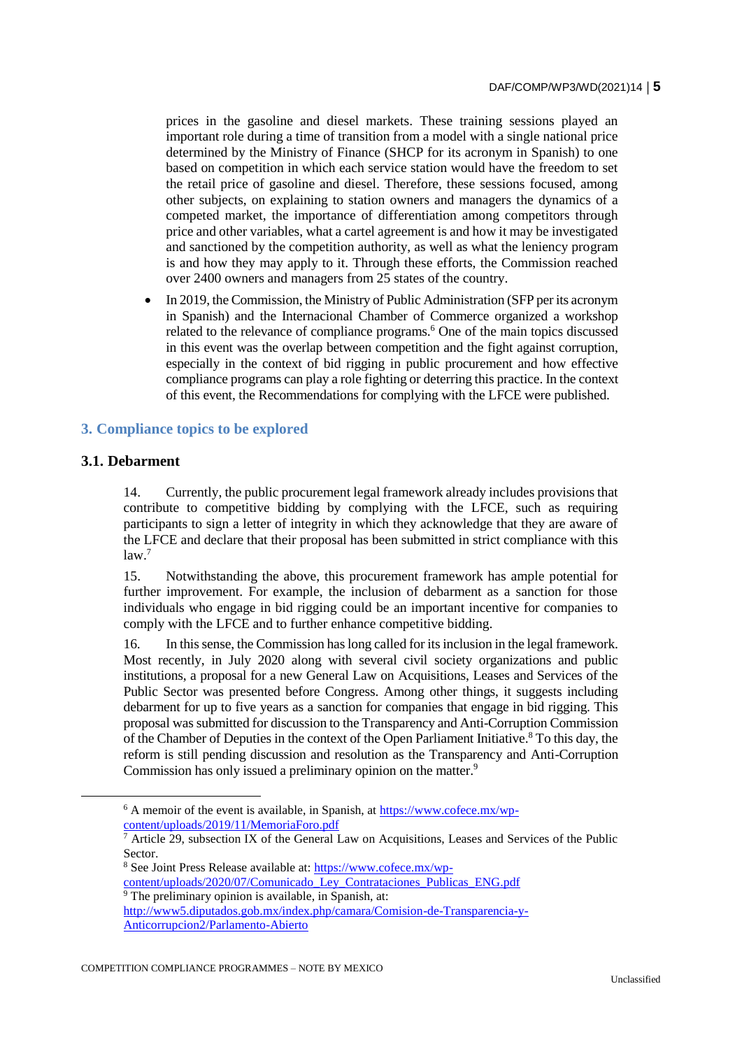prices in the gasoline and diesel markets. These training sessions played an important role during a time of transition from a model with a single national price determined by the Ministry of Finance (SHCP for its acronym in Spanish) to one based on competition in which each service station would have the freedom to set the retail price of gasoline and diesel. Therefore, these sessions focused, among other subjects, on explaining to station owners and managers the dynamics of a competed market, the importance of differentiation among competitors through price and other variables, what a cartel agreement is and how it may be investigated and sanctioned by the competition authority, as well as what the leniency program is and how they may apply to it. Through these efforts, the Commission reached over 2400 owners and managers from 25 states of the country.

- In 2019, the Commission, the Ministry of Public Administration (SFP per its acronym in Spanish) and the Internacional Chamber of Commerce organized a workshop related to the relevance of compliance programs.[6] One of the main topics discussed in this event was the overlap between competition and the fight against corruption, especially in the context of bid rigging in public procurement and how effective compliance programs can play a role fighting or deterring this practice. In the context of this event, the Recommendations for complying with the LFCE were published.

## 3. Compliance topics to be explored

### 3.1. Debarment

14. Currently, the public procurement legal framework already includes provisions that contribute to competitive bidding by complying with the LFCE, such as requiring participants to sign a letter of integrity in which they acknowledge that they are aware of the LFCE and declare that their proposal has been submitted in strict compliance with this law.[7]

15. Notwithstanding the above, this procurement framework has ample potential for further improvement. For example, the inclusion of debarment as a sanction for those individuals who engage in bid rigging could be an important incentive for companies to comply with the LFCE and to further enhance competitive bidding.

16. In this sense, the Commission has long called for its inclusion in the legal framework. Most recently, in July 2020 along with several civil society organizations and public institutions, a proposal for a new General Law on Acquisitions, Leases and Services of the Public Sector was presented before Congress. Among other things, it suggests including debarment for up to five years as a sanction for companies that engage in bid rigging. This proposal was submitted for discussion to the Transparency and Anti-Corruption Commission of the Chamber of Deputies in the context of the Open Parliament Initiative.[8] To this day, the reform is still pending discussion and resolution as the Transparency and Anti-Corruption Commission has only issued a preliminary opinion on the matter.[9]

---

[6] A memoir of the event is available, in Spanish, at https://www.cofece.mx/wp-content/uploads/2019/11/MemoriaForo.pdf

[7] Article 29, subsection IX of the General Law on Acquisitions, Leases and Services of the Public Sector.

[8] See Joint Press Release available at: https://www.cofece.mx/wp-content/uploads/2020/07/Comunicado_Ley_Contrataciones_Publicas_ENG.pdf

[9] The preliminary opinion is available, in Spanish, at: http://www5.diputados.gob.mx/index.php/camara/Comision-de-Transparencia-y-Anticorrupcion2/Parlamento-Abierto